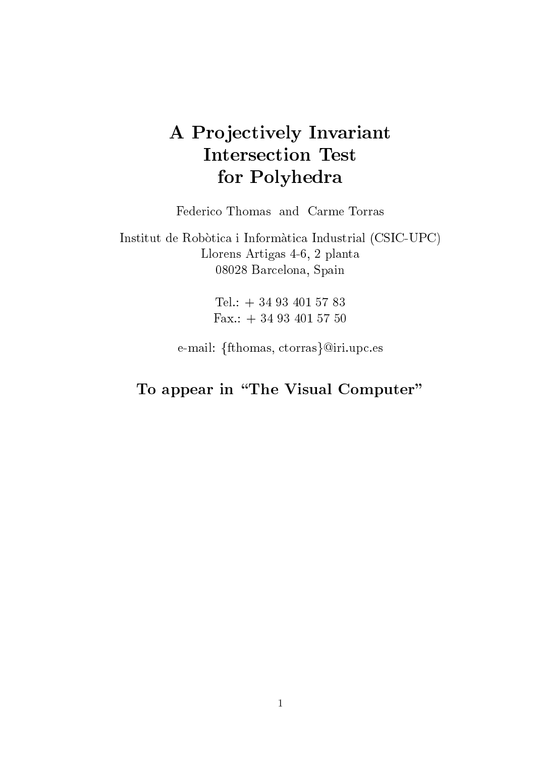# A Projectively Invariant Intersection Test for Polyhedra

Federico Thomas and Carme Torras

Institut de Robòtica i Informàtica Industrial (CSIC-UPC)
Llorens Artigas 4-6, 2 planta
08028 Barcelona, Spain

Tel.: + 34 93 401 57 83
Fax.: + 34 93 401 57 50

e-mail: {fthomas, ctorras}@iri.upc.es

**To appear in "The Visual Computer"**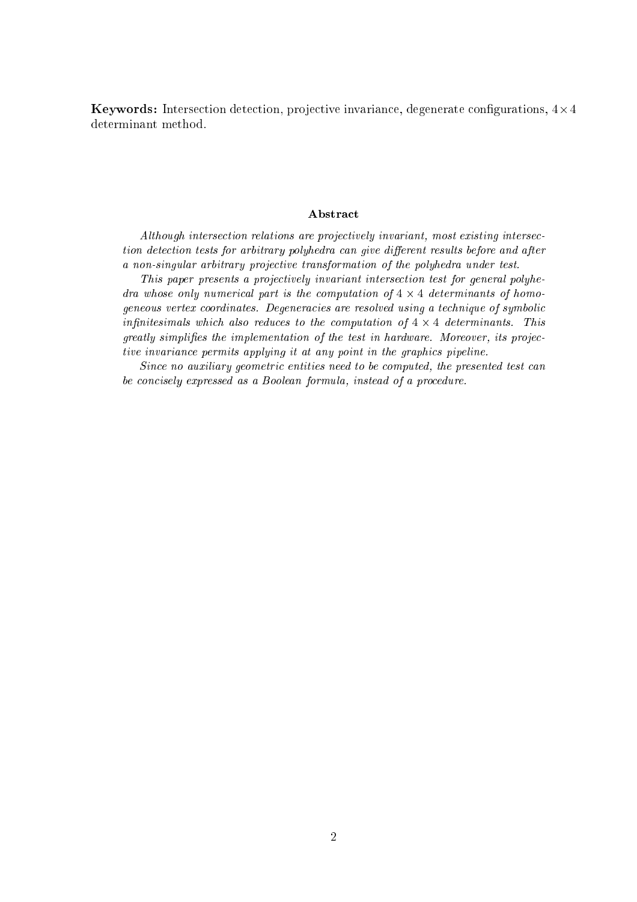**Keywords:** Intersection detection, projective invariance, degenerate configurations, $4 \times 4$ determinant method.

### Abstract

*Although intersection relations are projectively invariant, most existing intersection detection tests for arbitrary polyhedra can give different results before and after a non-singular arbitrary projective transformation of the polyhedra under test.*

*This paper presents a projectively invariant intersection test for general polyhedra whose only numerical part is the computation of $4 \times 4$ determinants of homogeneous vertex coordinates. Degeneracies are resolved using a technique of symbolic infinitesimals which also reduces to the computation of $4 \times 4$ determinants. This greatly simplifies the implementation of the test in hardware. Moreover, its projective invariance permits applying it at any point in the graphics pipeline.*

*Since no auxiliary geometric entities need to be computed, the presented test can be concisely expressed as a Boolean formula, instead of a procedure.*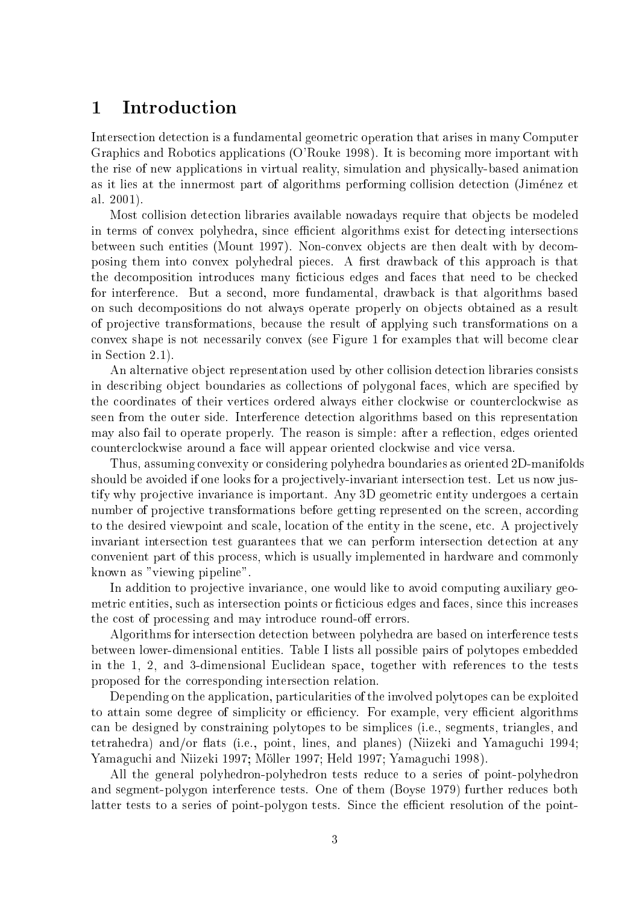# 1 Introduction

Intersection detection is a fundamental geometric operation that arises in many Computer Graphics and Robotics applications (O'Rouke 1998). It is becoming more important with the rise of new applications in virtual reality, simulation and physically-based animation as it lies at the innermost part of algorithms performing collision detection (Jiménez et al. 2001).

Most collision detection libraries available nowadays require that objects be modeled in terms of convex polyhedra, since efficient algorithms exist for detecting intersections between such entities (Mount 1997). Non-convex objects are then dealt with by decomposing them into convex polyhedral pieces. A first drawback of this approach is that the decomposition introduces many ficticious edges and faces that need to be checked for interference. But a second, more fundamental, drawback is that algorithms based on such decompositions do not always operate properly on objects obtained as a result of projective transformations, because the result of applying such transformations on a convex shape is not necessarily convex (see Figure 1 for examples that will become clear in Section 2.1).

An alternative object representation used by other collision detection libraries consists in describing object boundaries as collections of polygonal faces, which are specified by the coordinates of their vertices ordered always either clockwise or counterclockwise as seen from the outer side. Interference detection algorithms based on this representation may also fail to operate properly. The reason is simple: after a reflection, edges oriented counterclockwise around a face will appear oriented clockwise and vice versa.

Thus, assuming convexity or considering polyhedra boundaries as oriented 2D-manifolds should be avoided if one looks for a projectively-invariant intersection test. Let us now justify why projective invariance is important. Any 3D geometric entity undergoes a certain number of projective transformations before getting represented on the screen, according to the desired viewpoint and scale, location of the entity in the scene, etc. A projectively invariant intersection test guarantees that we can perform intersection detection at any convenient part of this process, which is usually implemented in hardware and commonly known as "viewing pipeline".

In addition to projective invariance, one would like to avoid computing auxiliary geometric entities, such as intersection points or ficticious edges and faces, since this increases the cost of processing and may introduce round-off errors.

Algorithms for intersection detection between polyhedra are based on interference tests between lower-dimensional entities. Table I lists all possible pairs of polytopes embedded in the 1, 2, and 3-dimensional Euclidean space, together with references to the tests proposed for the corresponding intersection relation.

Depending on the application, particularities of the involved polytopes can be exploited to attain some degree of simplicity or efficiency. For example, very efficient algorithms can be designed by constraining polytopes to be simplices (i.e., segments, triangles, and tetrahedra) and/or flats (i.e., point, lines, and planes) (Niizeki and Yamaguchi 1994; Yamaguchi and Niizeki 1997; Möller 1997; Held 1997; Yamaguchi 1998).

All the general polyhedron-polyhedron tests reduce to a series of point-polyhedron and segment-polygon interference tests. One of them (Boyse 1979) further reduces both latter tests to a series of point-polygon tests. Since the efficient resolution of the point-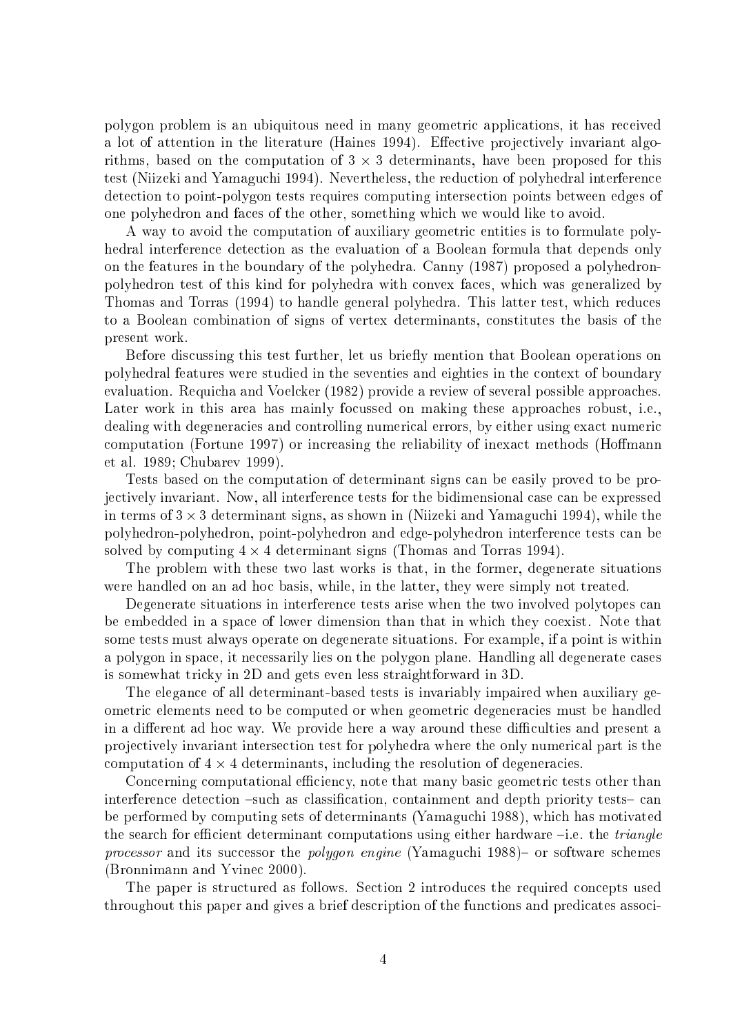polygon problem is an ubiquitous need in many geometric applications, it has received a lot of attention in the literature (Haines 1994). Effective projectively invariant algorithms, based on the computation of $3 \times 3$ determinants, have been proposed for this test (Niizeki and Yamaguchi 1994). Nevertheless, the reduction of polyhedral interference detection to point-polygon tests requires computing intersection points between edges of one polyhedron and faces of the other, something which we would like to avoid.

A way to avoid the computation of auxiliary geometric entities is to formulate polyhedral interference detection as the evaluation of a Boolean formula that depends only on the features in the boundary of the polyhedra. Canny (1987) proposed a polyhedron-polyhedron test of this kind for polyhedra with convex faces, which was generalized by Thomas and Torras (1994) to handle general polyhedra. This latter test, which reduces to a Boolean combination of signs of vertex determinants, constitutes the basis of the present work.

Before discussing this test further, let us briefly mention that Boolean operations on polyhedral features were studied in the seventies and eighties in the context of boundary evaluation. Requicha and Voelcker (1982) provide a review of several possible approaches. Later work in this area has mainly focussed on making these approaches robust, i.e., dealing with degeneracies and controlling numerical errors, by either using exact numeric computation (Fortune 1997) or increasing the reliability of inexact methods (Hoffmann et al. 1989; Chubarev 1999).

Tests based on the computation of determinant signs can be easily proved to be projectively invariant. Now, all interference tests for the bidimensional case can be expressed in terms of $3 \times 3$ determinant signs, as shown in (Niizeki and Yamaguchi 1994), while the polyhedron-polyhedron, point-polyhedron and edge-polyhedron interference tests can be solved by computing $4 \times 4$ determinant signs (Thomas and Torras 1994).

The problem with these two last works is that, in the former, degenerate situations were handled on an ad hoc basis, while, in the latter, they were simply not treated.

Degenerate situations in interference tests arise when the two involved polytopes can be embedded in a space of lower dimension than that in which they coexist. Note that some tests must always operate on degenerate situations. For example, if a point is within a polygon in space, it necessarily lies on the polygon plane. Handling all degenerate cases is somewhat tricky in 2D and gets even less straightforward in 3D.

The elegance of all determinant-based tests is invariably impaired when auxiliary geometric elements need to be computed or when geometric degeneracies must be handled in a different ad hoc way. We provide here a way around these difficulties and present a projectively invariant intersection test for polyhedra where the only numerical part is the computation of $4 \times 4$ determinants, including the resolution of degeneracies.

Concerning computational efficiency, note that many basic geometric tests other than interference detection –such as classification, containment and depth priority tests– can be performed by computing sets of determinants (Yamaguchi 1988), which has motivated the search for efficient determinant computations using either hardware –i.e. the *triangle processor* and its successor the *polygon engine* (Yamaguchi 1988)– or software schemes (Bronnimann and Yvinec 2000).

The paper is structured as follows. Section 2 introduces the required concepts used throughout this paper and gives a brief description of the functions and predicates associ-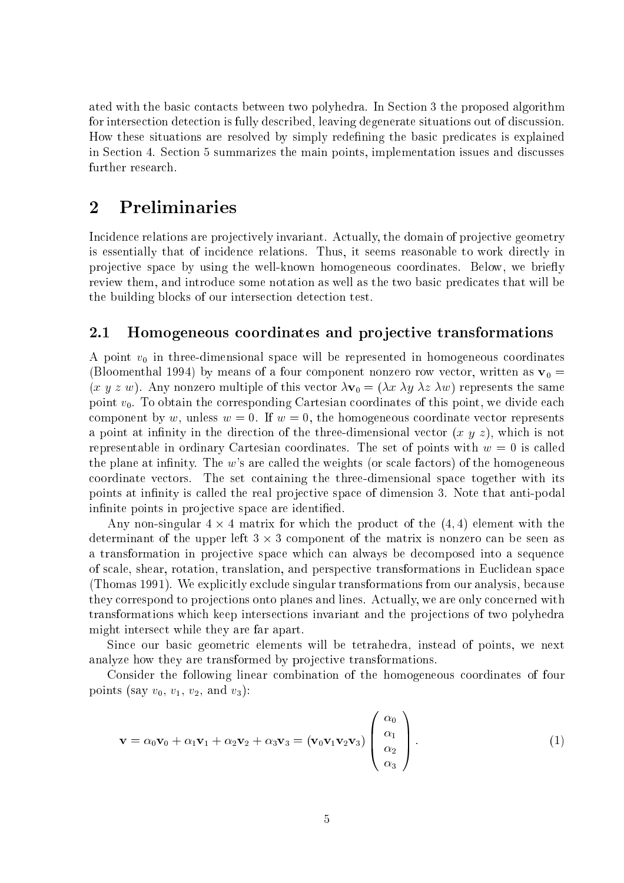ated with the basic contacts between two polyhedra. In Section 3 the proposed algorithm for intersection detection is fully described, leaving degenerate situations out of discussion. How these situations are resolved by simply redefining the basic predicates is explained in Section 4. Section 5 summarizes the main points, implementation issues and discusses further research.

# 2 Preliminaries

Incidence relations are projectively invariant. Actually, the domain of projective geometry is essentially that of incidence relations. Thus, it seems reasonable to work directly in projective space by using the well-known homogeneous coordinates. Below, we briefly review them, and introduce some notation as well as the two basic predicates that will be the building blocks of our intersection detection test.

## 2.1 Homogeneous coordinates and projective transformations

A point $v_0$ in three-dimensional space will be represented in homogeneous coordinates (Bloomenthal 1994) by means of a four component nonzero row vector, written as $\mathbf{v}_0 = (x\ y\ z\ w)$. Any nonzero multiple of this vector $\lambda\mathbf{v}_0 = (\lambda x\ \lambda y\ \lambda z\ \lambda w)$ represents the same point $v_0$. To obtain the corresponding Cartesian coordinates of this point, we divide each component by $w$, unless $w = 0$. If $w = 0$, the homogeneous coordinate vector represents a point at infinity in the direction of the three-dimensional vector $(x\ y\ z)$, which is not representable in ordinary Cartesian coordinates. The set of points with $w = 0$ is called the plane at infinity. The $w$'s are called the weights (or scale factors) of the homogeneous coordinate vectors. The set containing the three-dimensional space together with its points at infinity is called the real projective space of dimension 3. Note that anti-podal infinite points in projective space are identified.

Any non-singular $4 \times 4$ matrix for which the product of the $(4, 4)$ element with the determinant of the upper left $3 \times 3$ component of the matrix is nonzero can be seen as a transformation in projective space which can always be decomposed into a sequence of scale, shear, rotation, translation, and perspective transformations in Euclidean space (Thomas 1991). We explicitly exclude singular transformations from our analysis, because they correspond to projections onto planes and lines. Actually, we are only concerned with transformations which keep intersections invariant and the projections of two polyhedra might intersect while they are far apart.

Since our basic geometric elements will be tetrahedra, instead of points, we next analyze how they are transformed by projective transformations.

Consider the following linear combination of the homogeneous coordinates of four points (say $v_0$, $v_1$, $v_2$, and $v_3$):

$$\mathbf{v} = \alpha_0\mathbf{v}_0 + \alpha_1\mathbf{v}_1 + \alpha_2\mathbf{v}_2 + \alpha_3\mathbf{v}_3 = (\mathbf{v}_0\mathbf{v}_1\mathbf{v}_2\mathbf{v}_3)\begin{pmatrix}\alpha_0\\ \alpha_1\\ \alpha_2\\ \alpha_3\end{pmatrix}. \tag{1}$$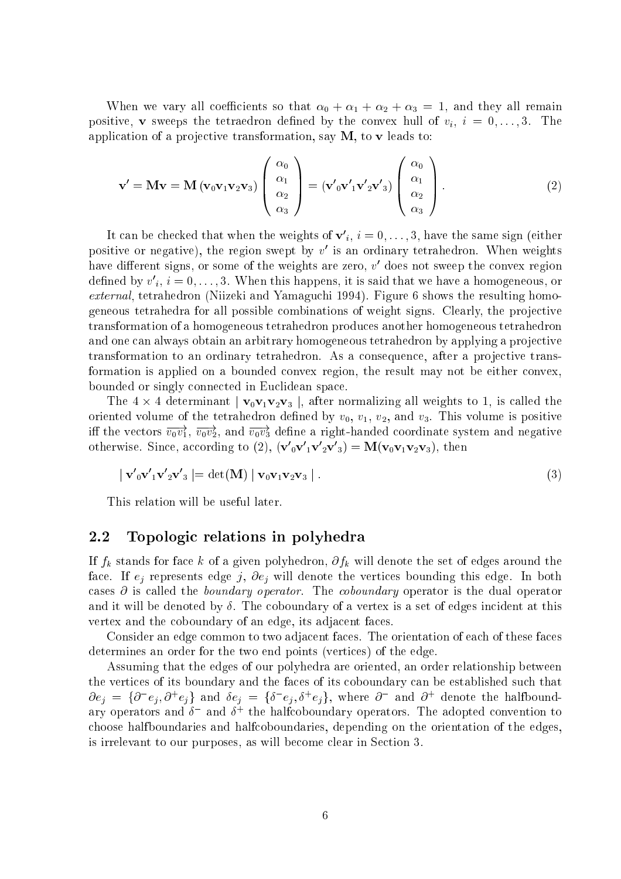When we vary all coefficients so that $\alpha_0 + \alpha_1 + \alpha_2 + \alpha_3 = 1$, and they all remain positive, $\mathbf{v}$ sweeps the tetraedron defined by the convex hull of $v_i$, $i = 0, \ldots, 3$. The application of a projective transformation, say $\mathbf{M}$, to $\mathbf{v}$ leads to:

$$\mathbf{v}' = \mathbf{M}\mathbf{v} = \mathbf{M}\,(\mathbf{v}_0\mathbf{v}_1\mathbf{v}_2\mathbf{v}_3) \begin{pmatrix} \alpha_0 \\ \alpha_1 \\ \alpha_2 \\ \alpha_3 \end{pmatrix} = (\mathbf{v'}_0\mathbf{v'}_1\mathbf{v'}_2\mathbf{v'}_3) \begin{pmatrix} \alpha_0 \\ \alpha_1 \\ \alpha_2 \\ \alpha_3 \end{pmatrix}. \tag{2}$$

It can be checked that when the weights of $\mathbf{v'}_i$, $i = 0, \ldots, 3$, have the same sign (either positive or negative), the region swept by $v'$ is an ordinary tetrahedron. When weights have different signs, or some of the weights are zero, $v'$ does not sweep the convex region defined by $v'_i$, $i = 0, \ldots, 3$. When this happens, it is said that we have a homogeneous, or *external*, tetrahedron (Niizeki and Yamaguchi 1994). Figure 6 shows the resulting homogeneous tetrahedra for all possible combinations of weight signs. Clearly, the projective transformation of a homogeneous tetrahedron produces another homogeneous tetrahedron and one can always obtain an arbitrary homogeneous tetrahedron by applying a projective transformation to an ordinary tetrahedron. As a consequence, after a projective transformation is applied on a bounded convex region, the result may not be either convex, bounded or singly connected in Euclidean space.

The $4 \times 4$ determinant $|\,\mathbf{v}_0\mathbf{v}_1\mathbf{v}_2\mathbf{v}_3\,|$, after normalizing all weights to 1, is called the oriented volume of the tetrahedron defined by $v_0$, $v_1$, $v_2$, and $v_3$. This volume is positive iff the vectors $\overrightarrow{v_0v_1}$, $\overrightarrow{v_0v_2}$, and $\overrightarrow{v_0v_3}$ define a right-handed coordinate system and negative otherwise. Since, according to (2), $(\mathbf{v'}_0\mathbf{v'}_1\mathbf{v'}_2\mathbf{v'}_3) = \mathbf{M}(\mathbf{v}_0\mathbf{v}_1\mathbf{v}_2\mathbf{v}_3)$, then

$$|\,\mathbf{v'}_0\mathbf{v'}_1\mathbf{v'}_2\mathbf{v'}_3\,| = \det(\mathbf{M})\,|\,\mathbf{v}_0\mathbf{v}_1\mathbf{v}_2\mathbf{v}_3\,|\,. \tag{3}$$

This relation will be useful later.

## 2.2 Topologic relations in polyhedra

If $f_k$ stands for face $k$ of a given polyhedron, $\partial f_k$ will denote the set of edges around the face. If $e_j$ represents edge $j$, $\partial e_j$ will denote the vertices bounding this edge. In both cases $\partial$ is called the *boundary operator*. The *coboundary* operator is the dual operator and it will be denoted by $\delta$. The coboundary of a vertex is a set of edges incident at this vertex and the coboundary of an edge, its adjacent faces.

Consider an edge common to two adjacent faces. The orientation of each of these faces determines an order for the two end points (vertices) of the edge.

Assuming that the edges of our polyhedra are oriented, an order relationship between the vertices of its boundary and the faces of its coboundary can be established such that $\partial e_j = \{\partial^- e_j, \partial^+ e_j\}$ and $\delta e_j = \{\delta^- e_j, \delta^+ e_j\}$, where $\partial^-$ and $\partial^+$ denote the halfboundary operators and $\delta^-$ and $\delta^+$ the halfcoboundary operators. The adopted convention to choose halfboundaries and halfcoboundaries, depending on the orientation of the edges, is irrelevant to our purposes, as will become clear in Section 3.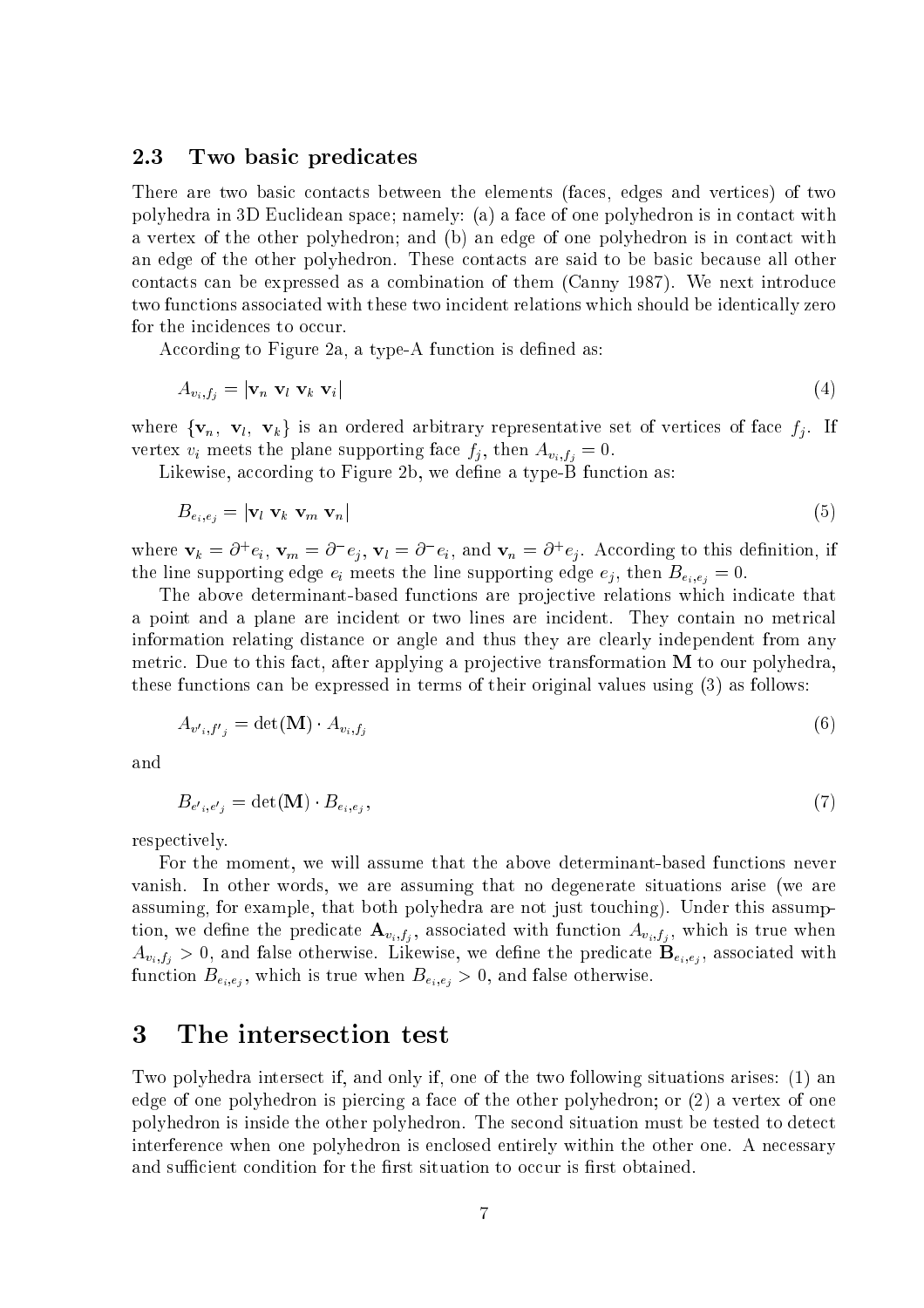### 2.3 Two basic predicates

There are two basic contacts between the elements (faces, edges and vertices) of two polyhedra in 3D Euclidean space; namely: (a) a face of one polyhedron is in contact with a vertex of the other polyhedron; and (b) an edge of one polyhedron is in contact with an edge of the other polyhedron. These contacts are said to be basic because all other contacts can be expressed as a combination of them (Canny 1987). We next introduce two functions associated with these two incident relations which should be identically zero for the incidences to occur.

According to Figure 2a, a type-A function is defined as:

$$A_{v_i,f_j} = |\mathbf{v}_n \ \mathbf{v}_l \ \mathbf{v}_k \ \mathbf{v}_i| \tag{4}$$

where $\{\mathbf{v}_n, \ \mathbf{v}_l, \ \mathbf{v}_k\}$ is an ordered arbitrary representative set of vertices of face $f_j$. If vertex $v_i$ meets the plane supporting face $f_j$, then $A_{v_i,f_j} = 0$.

Likewise, according to Figure 2b, we define a type-B function as:

$$B_{e_i,e_j} = |\mathbf{v}_l \ \mathbf{v}_k \ \mathbf{v}_m \ \mathbf{v}_n| \tag{5}$$

where $\mathbf{v}_k = \partial^+ e_i$, $\mathbf{v}_m = \partial^- e_j$, $\mathbf{v}_l = \partial^- e_i$, and $\mathbf{v}_n = \partial^+ e_j$. According to this definition, if the line supporting edge $e_i$ meets the line supporting edge $e_j$, then $B_{e_i,e_j} = 0$.

The above determinant-based functions are projective relations which indicate that a point and a plane are incident or two lines are incident. They contain no metrical information relating distance or angle and thus they are clearly independent from any metric. Due to this fact, after applying a projective transformation $\mathbf{M}$ to our polyhedra, these functions can be expressed in terms of their original values using (3) as follows:

$$A_{v'_i,f'_j} = \det(\mathbf{M}) \cdot A_{v_i,f_j} \tag{6}$$

and

$$B_{e'_i,e'_j} = \det(\mathbf{M}) \cdot B_{e_i,e_j}, \tag{7}$$

respectively.

For the moment, we will assume that the above determinant-based functions never vanish. In other words, we are assuming that no degenerate situations arise (we are assuming, for example, that both polyhedra are not just touching). Under this assumption, we define the predicate $\mathbf{A}_{v_i,f_j}$, associated with function $A_{v_i,f_j}$, which is true when $A_{v_i,f_j} > 0$, and false otherwise. Likewise, we define the predicate $\mathbf{B}_{e_i,e_j}$, associated with function $B_{e_i,e_j}$, which is true when $B_{e_i,e_j} > 0$, and false otherwise.

## 3 The intersection test

Two polyhedra intersect if, and only if, one of the two following situations arises: (1) an edge of one polyhedron is piercing a face of the other polyhedron; or (2) a vertex of one polyhedron is inside the other polyhedron. The second situation must be tested to detect interference when one polyhedron is enclosed entirely within the other one. A necessary and sufficient condition for the first situation to occur is first obtained.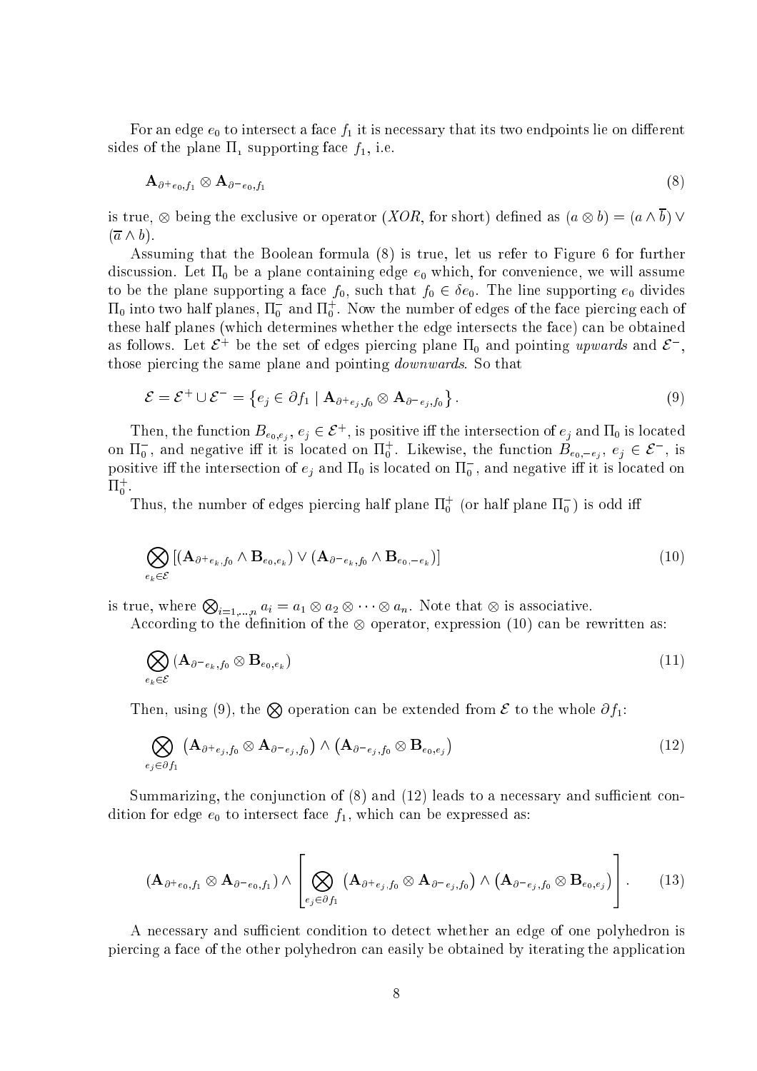For an edge $e_0$ to intersect a face $f_1$ it is necessary that its two endpoints lie on different sides of the plane $\Pi_1$ supporting face $f_1$, i.e.

$$\mathbf{A}_{\partial^+ e_0, f_1} \otimes \mathbf{A}_{\partial^- e_0, f_1} \tag{8}$$

is true, $\otimes$ being the exclusive or operator (*XOR*, for short) defined as $(a \otimes b) = (a \wedge \overline{b}) \vee (\overline{a} \wedge b)$.

Assuming that the Boolean formula (8) is true, let us refer to Figure 6 for further discussion. Let $\Pi_0$ be a plane containing edge $e_0$ which, for convenience, we will assume to be the plane supporting a face $f_0$, such that $f_0 \in \delta e_0$. The line supporting $e_0$ divides $\Pi_0$ into two half planes, $\Pi_0^-$ and $\Pi_0^+$. Now the number of edges of the face piercing each of these half planes (which determines whether the edge intersects the face) can be obtained as follows. Let $\mathcal{E}^+$ be the set of edges piercing plane $\Pi_0$ and pointing *upwards* and $\mathcal{E}^-$, those piercing the same plane and pointing *downwards*. So that

$$\mathcal{E} = \mathcal{E}^+ \cup \mathcal{E}^- = \left\{ e_j \in \partial f_1 \mid \mathbf{A}_{\partial^+ e_j, f_0} \otimes \mathbf{A}_{\partial^- e_j, f_0} \right\}. \tag{9}$$

Then, the function $B_{e_0, e_j}$, $e_j \in \mathcal{E}^+$, is positive iff the intersection of $e_j$ and $\Pi_0$ is located on $\Pi_0^-$, and negative iff it is located on $\Pi_0^+$. Likewise, the function $B_{e_0, -e_j}$, $e_j \in \mathcal{E}^-$, is positive iff the intersection of $e_j$ and $\Pi_0$ is located on $\Pi_0^-$, and negative iff it is located on $\Pi_0^+$.

Thus, the number of edges piercing half plane $\Pi_0^+$ (or half plane $\Pi_0^-$) is odd iff

$$\bigotimes_{e_k \in \mathcal{E}} \left[ (\mathbf{A}_{\partial^+ e_k, f_0} \wedge \mathbf{B}_{e_0, e_k}) \vee (\mathbf{A}_{\partial^- e_k, f_0} \wedge \mathbf{B}_{e_0, -e_k}) \right] \tag{10}$$

is true, where $\bigotimes_{i=1,\ldots,n} a_i = a_1 \otimes a_2 \otimes \cdots \otimes a_n$. Note that $\otimes$ is associative.

According to the definition of the $\otimes$ operator, expression (10) can be rewritten as:

$$\bigotimes_{e_k \in \mathcal{E}} (\mathbf{A}_{\partial^- e_k, f_0} \otimes \mathbf{B}_{e_0, e_k}) \tag{11}$$

Then, using (9), the $\bigotimes$ operation can be extended from $\mathcal{E}$ to the whole $\partial f_1$:

$$\bigotimes_{e_j \in \partial f_1} \left( \mathbf{A}_{\partial^+ e_j, f_0} \otimes \mathbf{A}_{\partial^- e_j, f_0} \right) \wedge \left( \mathbf{A}_{\partial^- e_j, f_0} \otimes \mathbf{B}_{e_0, e_j} \right) \tag{12}$$

Summarizing, the conjunction of (8) and (12) leads to a necessary and sufficient condition for edge $e_0$ to intersect face $f_1$, which can be expressed as:

$$(\mathbf{A}_{\partial^+ e_0, f_1} \otimes \mathbf{A}_{\partial^- e_0, f_1}) \wedge \left[ \bigotimes_{e_j \in \partial f_1} \left( \mathbf{A}_{\partial^+ e_j, f_0} \otimes \mathbf{A}_{\partial^- e_j, f_0} \right) \wedge \left( \mathbf{A}_{\partial^- e_j, f_0} \otimes \mathbf{B}_{e_0, e_j} \right) \right]. \tag{13}$$

A necessary and sufficient condition to detect whether an edge of one polyhedron is piercing a face of the other polyhedron can easily be obtained by iterating the application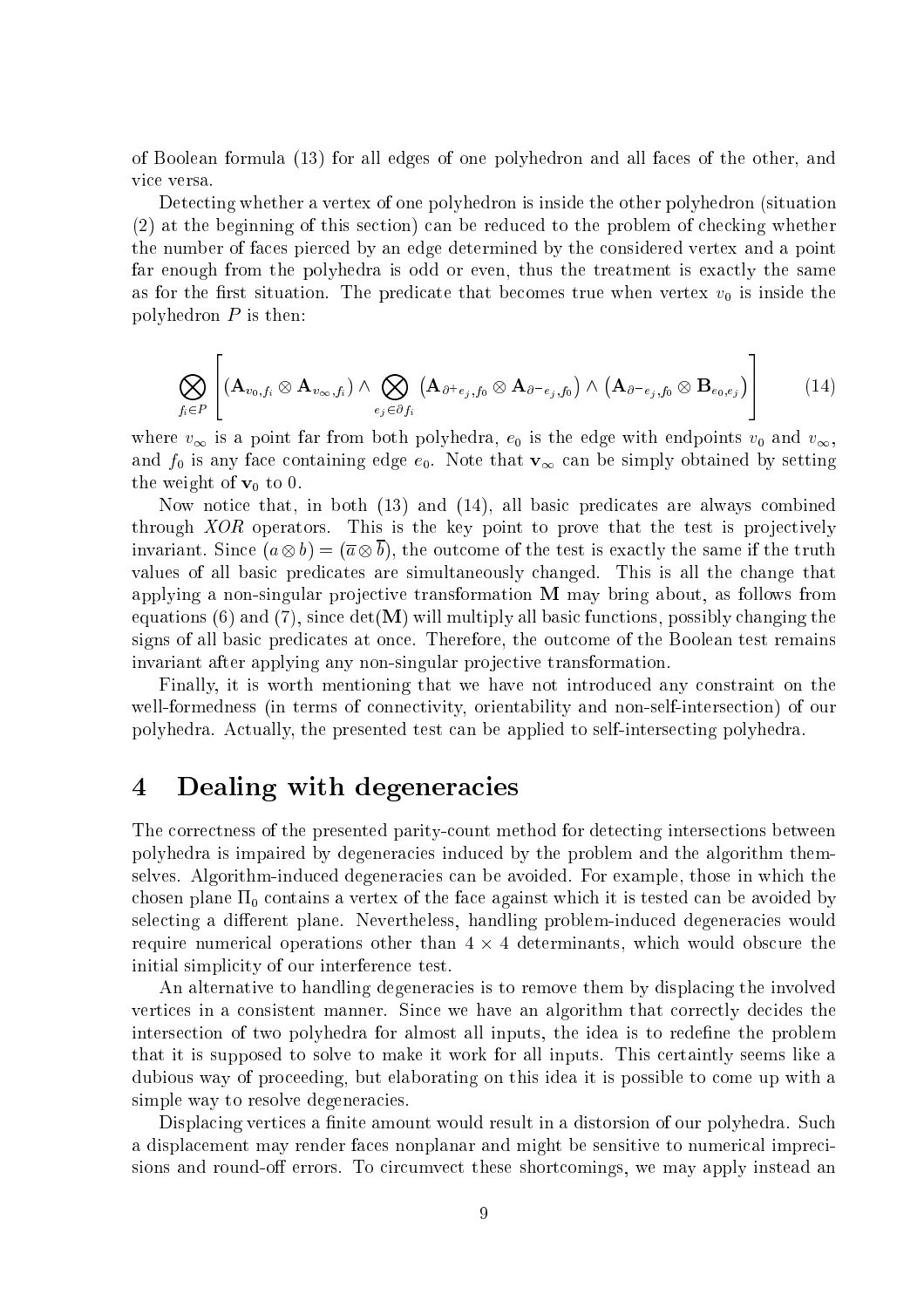of Boolean formula (13) for all edges of one polyhedron and all faces of the other, and vice versa.

Detecting whether a vertex of one polyhedron is inside the other polyhedron (situation (2) at the beginning of this section) can be reduced to the problem of checking whether the number of faces pierced by an edge determined by the considered vertex and a point far enough from the polyhedra is odd or even, thus the treatment is exactly the same as for the first situation. The predicate that becomes true when vertex $v_0$ is inside the polyhedron $P$ is then:

$$\bigotimes_{f_i \in P} \left[ (\mathbf{A}_{v_0,f_i} \otimes \mathbf{A}_{v_\infty,f_i}) \wedge \bigotimes_{e_j \in \partial f_i} \left( \mathbf{A}_{\partial^+ e_j, f_0} \otimes \mathbf{A}_{\partial^- e_j, f_0} \right) \wedge \left( \mathbf{A}_{\partial^- e_j, f_0} \otimes \mathbf{B}_{e_0, e_j} \right) \right] \tag{14}$$

where $v_\infty$ is a point far from both polyhedra, $e_0$ is the edge with endpoints $v_0$ and $v_\infty$, and $f_0$ is any face containing edge $e_0$. Note that $\mathbf{v}_\infty$ can be simply obtained by setting the weight of $\mathbf{v}_0$ to 0.

Now notice that, in both (13) and (14), all basic predicates are always combined through *XOR* operators. This is the key point to prove that the test is projectively invariant. Since $(a \otimes b) = (\overline{a} \otimes \overline{b})$, the outcome of the test is exactly the same if the truth values of all basic predicates are simultaneously changed. This is all the change that applying a non-singular projective transformation $\mathbf{M}$ may bring about, as follows from equations (6) and (7), since $\det(\mathbf{M})$ will multiply all basic functions, possibly changing the signs of all basic predicates at once. Therefore, the outcome of the Boolean test remains invariant after applying any non-singular projective transformation.

Finally, it is worth mentioning that we have not introduced any constraint on the well-formedness (in terms of connectivity, orientability and non-self-intersection) of our polyhedra. Actually, the presented test can be applied to self-intersecting polyhedra.

# 4 Dealing with degeneracies

The correctness of the presented parity-count method for detecting intersections between polyhedra is impaired by degeneracies induced by the problem and the algorithm themselves. Algorithm-induced degeneracies can be avoided. For example, those in which the chosen plane $\Pi_0$ contains a vertex of the face against which it is tested can be avoided by selecting a different plane. Nevertheless, handling problem-induced degeneracies would require numerical operations other than $4 \times 4$ determinants, which would obscure the initial simplicity of our interference test.

An alternative to handling degeneracies is to remove them by displacing the involved vertices in a consistent manner. Since we have an algorithm that correctly decides the intersection of two polyhedra for almost all inputs, the idea is to redefine the problem that it is supposed to solve to make it work for all inputs. This certainly seems like a dubious way of proceeding, but elaborating on this idea it is possible to come up with a simple way to resolve degeneracies.

Displacing vertices a finite amount would result in a distorsion of our polyhedra. Such a displacement may render faces nonplanar and might be sensitive to numerical imprecisions and round-off errors. To circumvect these shortcomings, we may apply instead an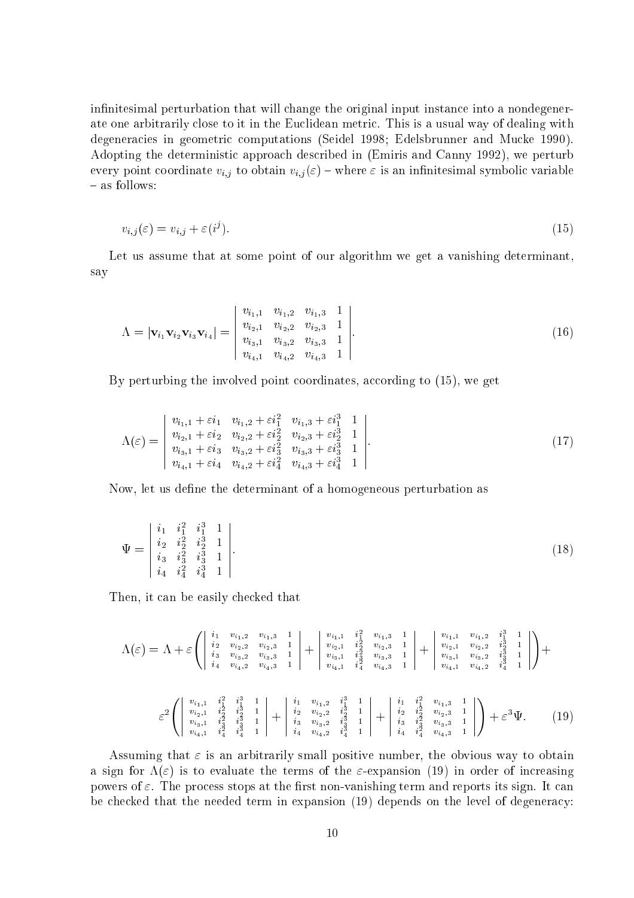infinitesimal perturbation that will change the original input instance into a nondegenerate one arbitrarily close to it in the Euclidean metric. This is a usual way of dealing with degeneracies in geometric computations (Seidel 1998; Edelsbrunner and Mucke 1990). Adopting the deterministic approach described in (Emiris and Canny 1992), we perturb every point coordinate $v_{i,j}$ to obtain $v_{i,j}(\varepsilon)$ – where $\varepsilon$ is an infinitesimal symbolic variable – as follows:

$$v_{i,j}(\varepsilon) = v_{i,j} + \varepsilon(i^j). \tag{15}$$

Let us assume that at some point of our algorithm we get a vanishing determinant, say

$$\Lambda = |\mathbf{v}_{i_1}\mathbf{v}_{i_2}\mathbf{v}_{i_3}\mathbf{v}_{i_4}| = \begin{vmatrix} v_{i_1,1} & v_{i_1,2} & v_{i_1,3} & 1 \\ v_{i_2,1} & v_{i_2,2} & v_{i_2,3} & 1 \\ v_{i_3,1} & v_{i_3,2} & v_{i_3,3} & 1 \\ v_{i_4,1} & v_{i_4,2} & v_{i_4,3} & 1 \end{vmatrix}. \tag{16}$$

By perturbing the involved point coordinates, according to (15), we get

$$\Lambda(\varepsilon) = \begin{vmatrix} v_{i_1,1} + \varepsilon i_1 & v_{i_1,2} + \varepsilon i_1^2 & v_{i_1,3} + \varepsilon i_1^3 & 1 \\ v_{i_2,1} + \varepsilon i_2 & v_{i_2,2} + \varepsilon i_2^2 & v_{i_2,3} + \varepsilon i_2^3 & 1 \\ v_{i_3,1} + \varepsilon i_3 & v_{i_3,2} + \varepsilon i_3^2 & v_{i_3,3} + \varepsilon i_3^3 & 1 \\ v_{i_4,1} + \varepsilon i_4 & v_{i_4,2} + \varepsilon i_4^2 & v_{i_4,3} + \varepsilon i_4^3 & 1 \end{vmatrix}. \tag{17}$$

Now, let us define the determinant of a homogeneous perturbation as

$$\Psi = \begin{vmatrix} i_1 & i_1^2 & i_1^3 & 1 \\ i_2 & i_2^2 & i_2^3 & 1 \\ i_3 & i_3^2 & i_3^3 & 1 \\ i_4 & i_4^2 & i_4^3 & 1 \end{vmatrix}. \tag{18}$$

Then, it can be easily checked that

$$\Lambda(\varepsilon) = \Lambda + \varepsilon \left( \begin{vmatrix} i_1 & v_{i_1,2} & v_{i_1,3} & 1 \\ i_2 & v_{i_2,2} & v_{i_2,3} & 1 \\ i_3 & v_{i_3,2} & v_{i_3,3} & 1 \\ i_4 & v_{i_4,2} & v_{i_4,3} & 1 \end{vmatrix} + \begin{vmatrix} v_{i_1,1} & i_1^2 & v_{i_1,3} & 1 \\ v_{i_2,1} & i_2^2 & v_{i_2,3} & 1 \\ v_{i_3,1} & i_3^2 & v_{i_3,3} & 1 \\ v_{i_4,1} & i_4^2 & v_{i_4,3} & 1 \end{vmatrix} + \begin{vmatrix} v_{i_1,1} & v_{i_1,2} & i_1^3 & 1 \\ v_{i_2,1} & v_{i_2,2} & i_2^3 & 1 \\ v_{i_3,1} & v_{i_3,2} & i_3^3 & 1 \\ v_{i_4,1} & v_{i_4,2} & i_4^3 & 1 \end{vmatrix} \right) +$$

$$\varepsilon^2 \left( \begin{vmatrix} v_{i_1,1} & i_1^2 & i_1^3 & 1 \\ v_{i_2,1} & i_2^2 & i_2^3 & 1 \\ v_{i_3,1} & i_3^2 & i_3^3 & 1 \\ v_{i_4,1} & i_4^2 & i_4^3 & 1 \end{vmatrix} + \begin{vmatrix} i_1 & v_{i_1,2} & i_1^3 & 1 \\ i_2 & v_{i_2,2} & i_2^3 & 1 \\ i_3 & v_{i_3,2} & i_3^3 & 1 \\ i_4 & v_{i_4,2} & i_4^3 & 1 \end{vmatrix} + \begin{vmatrix} i_1 & i_1^2 & v_{i_1,3} & 1 \\ i_2 & i_2^2 & v_{i_2,3} & 1 \\ i_3 & i_3^2 & v_{i_3,3} & 1 \\ i_4 & i_4^2 & v_{i_4,3} & 1 \end{vmatrix} \right) + \varepsilon^3 \Psi. \tag{19}$$

Assuming that $\varepsilon$ is an arbitrarily small positive number, the obvious way to obtain a sign for $\Lambda(\varepsilon)$ is to evaluate the terms of the $\varepsilon$-expansion (19) in order of increasing powers of $\varepsilon$. The process stops at the first non-vanishing term and reports its sign. It can be checked that the needed term in expansion (19) depends on the level of degeneracy: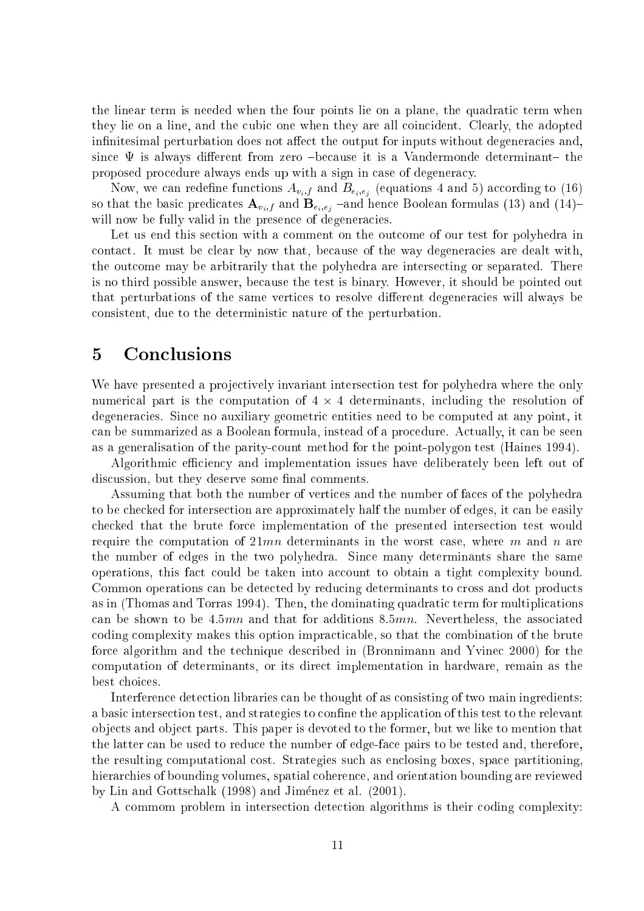the linear term is needed when the four points lie on a plane, the quadratic term when they lie on a line, and the cubic one when they are all coincident. Clearly, the adopted infinitesimal perturbation does not affect the output for inputs without degeneracies and, since $\Psi$ is always different from zero –because it is a Vandermonde determinant– the proposed procedure always ends up with a sign in case of degeneracy.

Now, we can redefine functions $A_{v_i,f}$ and $B_{e_i,e_j}$ (equations 4 and 5) according to (16) so that the basic predicates $\mathbf{A}_{v_i,f}$ and $\mathbf{B}_{e_i,e_j}$ –and hence Boolean formulas (13) and (14)– will now be fully valid in the presence of degeneracies.

Let us end this section with a comment on the outcome of our test for polyhedra in contact. It must be clear by now that, because of the way degeneracies are dealt with, the outcome may be arbitrarily that the polyhedra are intersecting or separated. There is no third possible answer, because the test is binary. However, it should be pointed out that perturbations of the same vertices to resolve different degeneracies will always be consistent, due to the deterministic nature of the perturbation.

## 5 Conclusions

We have presented a projectively invariant intersection test for polyhedra where the only numerical part is the computation of $4 \times 4$ determinants, including the resolution of degeneracies. Since no auxiliary geometric entities need to be computed at any point, it can be summarized as a Boolean formula, instead of a procedure. Actually, it can be seen as a generalisation of the parity-count method for the point-polygon test (Haines 1994).

Algorithmic efficiency and implementation issues have deliberately been left out of discussion, but they deserve some final comments.

Assuming that both the number of vertices and the number of faces of the polyhedra to be checked for intersection are approximately half the number of edges, it can be easily checked that the brute force implementation of the presented intersection test would require the computation of $21mn$ determinants in the worst case, where $m$ and $n$ are the number of edges in the two polyhedra. Since many determinants share the same operations, this fact could be taken into account to obtain a tight complexity bound. Common operations can be detected by reducing determinants to cross and dot products as in (Thomas and Torras 1994). Then, the dominating quadratic term for multiplications can be shown to be $4.5mn$ and that for additions $8.5mn$. Nevertheless, the associated coding complexity makes this option impracticable, so that the combination of the brute force algorithm and the technique described in (Bronnimann and Yvinec 2000) for the computation of determinants, or its direct implementation in hardware, remain as the best choices.

Interference detection libraries can be thought of as consisting of two main ingredients: a basic intersection test, and strategies to confine the application of this test to the relevant objects and object parts. This paper is devoted to the former, but we like to mention that the latter can be used to reduce the number of edge-face pairs to be tested and, therefore, the resulting computational cost. Strategies such as enclosing boxes, space partitioning, hierarchies of bounding volumes, spatial coherence, and orientation bounding are reviewed by Lin and Gottschalk (1998) and Jiménez et al. (2001).

A commom problem in intersection detection algorithms is their coding complexity: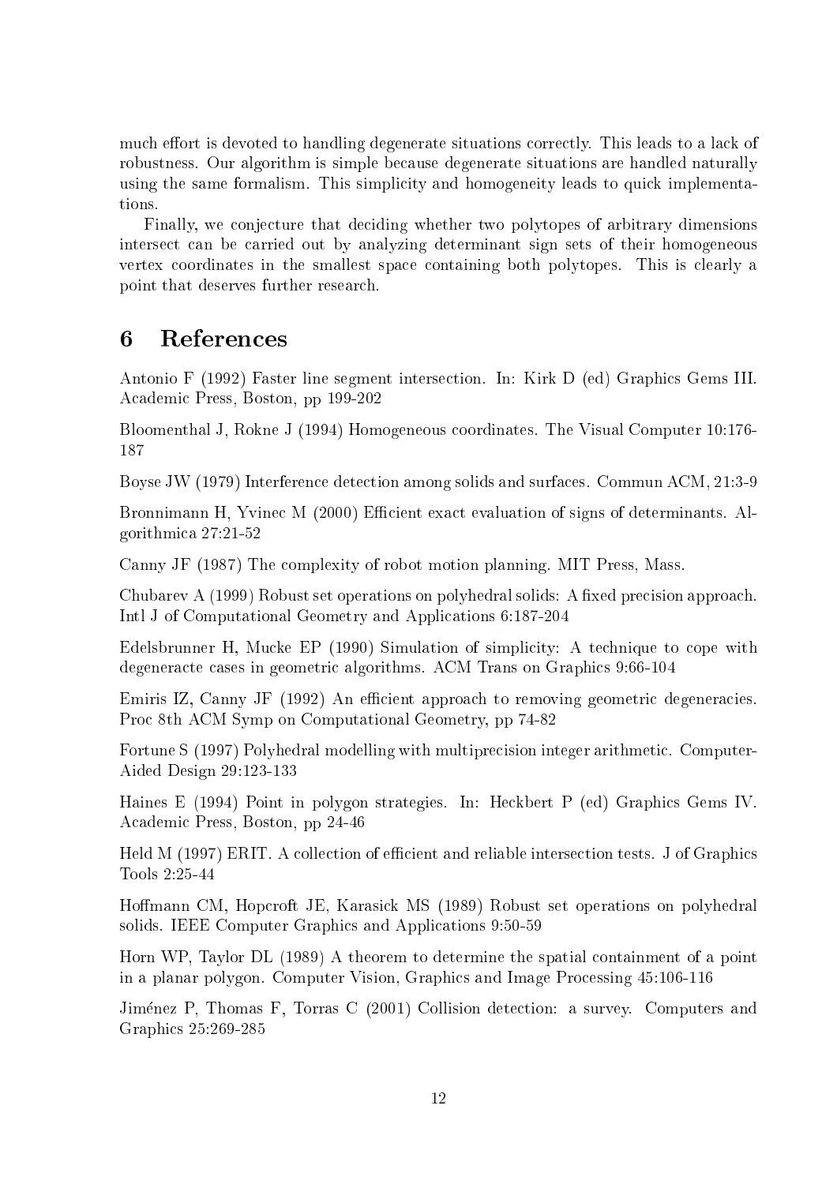much effort is devoted to handling degenerate situations correctly. This leads to a lack of robustness. Our algorithm is simple because degenerate situations are handled naturally using the same formalism. This simplicity and homogeneity leads to quick implementations.

Finally, we conjecture that deciding whether two polytopes of arbitrary dimensions intersect can be carried out by analyzing determinant sign sets of their homogeneous vertex coordinates in the smallest space containing both polytopes. This is clearly a point that deserves further research.

## 6 References

Antonio F (1992) Faster line segment intersection. In: Kirk D (ed) Graphics Gems III. Academic Press, Boston, pp 199-202

Bloomenthal J, Rokne J (1994) Homogeneous coordinates. The Visual Computer 10:176-187

Boyse JW (1979) Interference detection among solids and surfaces. Commun ACM, 21:3-9

Bronnimann H, Yvinec M (2000) Efficient exact evaluation of signs of determinants. Algorithmica 27:21-52

Canny JF (1987) The complexity of robot motion planning. MIT Press, Mass.

Chubarev A (1999) Robust set operations on polyhedral solids: A fixed precision approach. Intl J of Computational Geometry and Applications 6:187-204

Edelsbrunner H, Mucke EP (1990) Simulation of simplicity: A technique to cope with degeneracte cases in geometric algorithms. ACM Trans on Graphics 9:66-104

Emiris IZ, Canny JF (1992) An efficient approach to removing geometric degeneracies. Proc 8th ACM Symp on Computational Geometry, pp 74-82

Fortune S (1997) Polyhedral modelling with multiprecision integer arithmetic. Computer-Aided Design 29:123-133

Haines E (1994) Point in polygon strategies. In: Heckbert P (ed) Graphics Gems IV. Academic Press, Boston, pp 24-46

Held M (1997) ERIT. A collection of efficient and reliable intersection tests. J of Graphics Tools 2:25-44

Hoffmann CM, Hopcroft JE, Karasick MS (1989) Robust set operations on polyhedral solids. IEEE Computer Graphics and Applications 9:50-59

Horn WP, Taylor DL (1989) A theorem to determine the spatial containment of a point in a planar polygon. Computer Vision, Graphics and Image Processing 45:106-116

Jiménez P, Thomas F, Torras C (2001) Collision detection: a survey. Computers and Graphics 25:269-285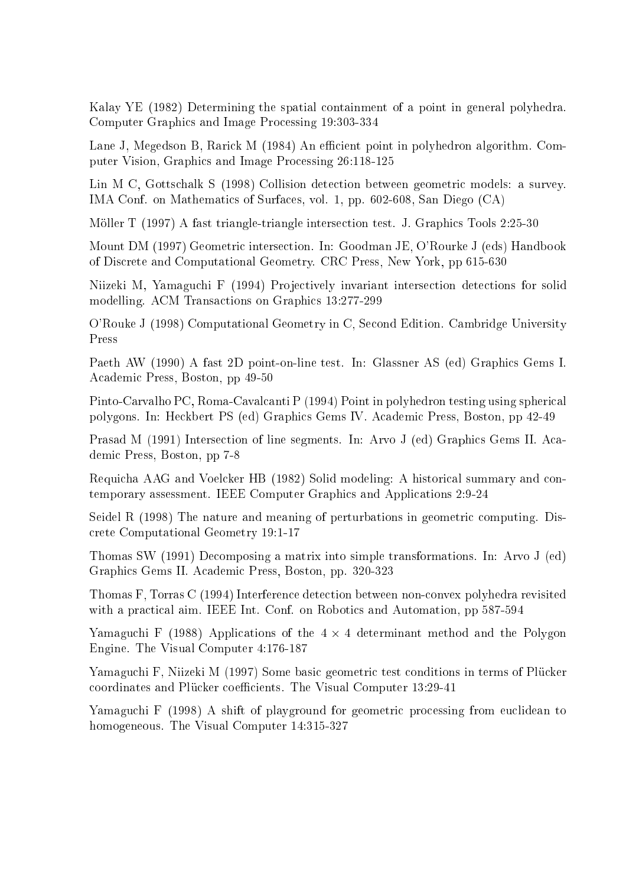Kalay YE (1982) Determining the spatial containment of a point in general polyhedra. Computer Graphics and Image Processing 19:303-334

Lane J, Megedson B, Rarick M (1984) An efficient point in polyhedron algorithm. Computer Vision, Graphics and Image Processing 26:118-125

Lin M C, Gottschalk S (1998) Collision detection between geometric models: a survey. IMA Conf. on Mathematics of Surfaces, vol. 1, pp. 602-608, San Diego (CA)

Möller T (1997) A fast triangle-triangle intersection test. J. Graphics Tools 2:25-30

Mount DM (1997) Geometric intersection. In: Goodman JE, O'Rourke J (eds) Handbook of Discrete and Computational Geometry. CRC Press, New York, pp 615-630

Niizeki M, Yamaguchi F (1994) Projectively invariant intersection detections for solid modelling. ACM Transactions on Graphics 13:277-299

O'Rouke J (1998) Computational Geometry in C, Second Edition. Cambridge University Press

Paeth AW (1990) A fast 2D point-on-line test. In: Glassner AS (ed) Graphics Gems I. Academic Press, Boston, pp 49-50

Pinto-Carvalho PC, Roma-Cavalcanti P (1994) Point in polyhedron testing using spherical polygons. In: Heckbert PS (ed) Graphics Gems IV. Academic Press, Boston, pp 42-49

Prasad M (1991) Intersection of line segments. In: Arvo J (ed) Graphics Gems II. Academic Press, Boston, pp 7-8

Requicha AAG and Voelcker HB (1982) Solid modeling: A historical summary and contemporary assessment. IEEE Computer Graphics and Applications 2:9-24

Seidel R (1998) The nature and meaning of perturbations in geometric computing. Discrete Computational Geometry 19:1-17

Thomas SW (1991) Decomposing a matrix into simple transformations. In: Arvo J (ed) Graphics Gems II. Academic Press, Boston, pp. 320-323

Thomas F, Torras C (1994) Interference detection between non-convex polyhedra revisited with a practical aim. IEEE Int. Conf. on Robotics and Automation, pp 587-594

Yamaguchi F (1988) Applications of the $4 \times 4$ determinant method and the Polygon Engine. The Visual Computer 4:176-187

Yamaguchi F, Niizeki M (1997) Some basic geometric test conditions in terms of Plücker coordinates and Plücker coefficients. The Visual Computer 13:29-41

Yamaguchi F (1998) A shift of playground for geometric processing from euclidean to homogeneous. The Visual Computer 14:315-327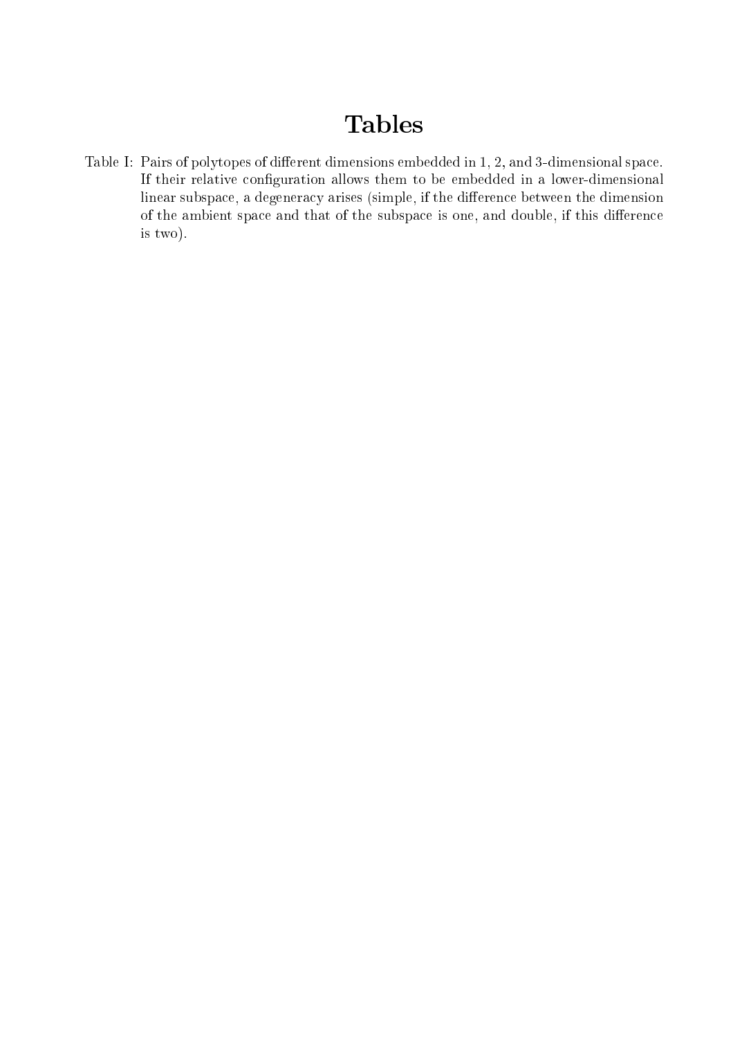# Tables

Table I: Pairs of polytopes of different dimensions embedded in 1, 2, and 3-dimensional space. If their relative configuration allows them to be embedded in a lower-dimensional linear subspace, a degeneracy arises (simple, if the difference between the dimension of the ambient space and that of the subspace is one, and double, if this difference is two).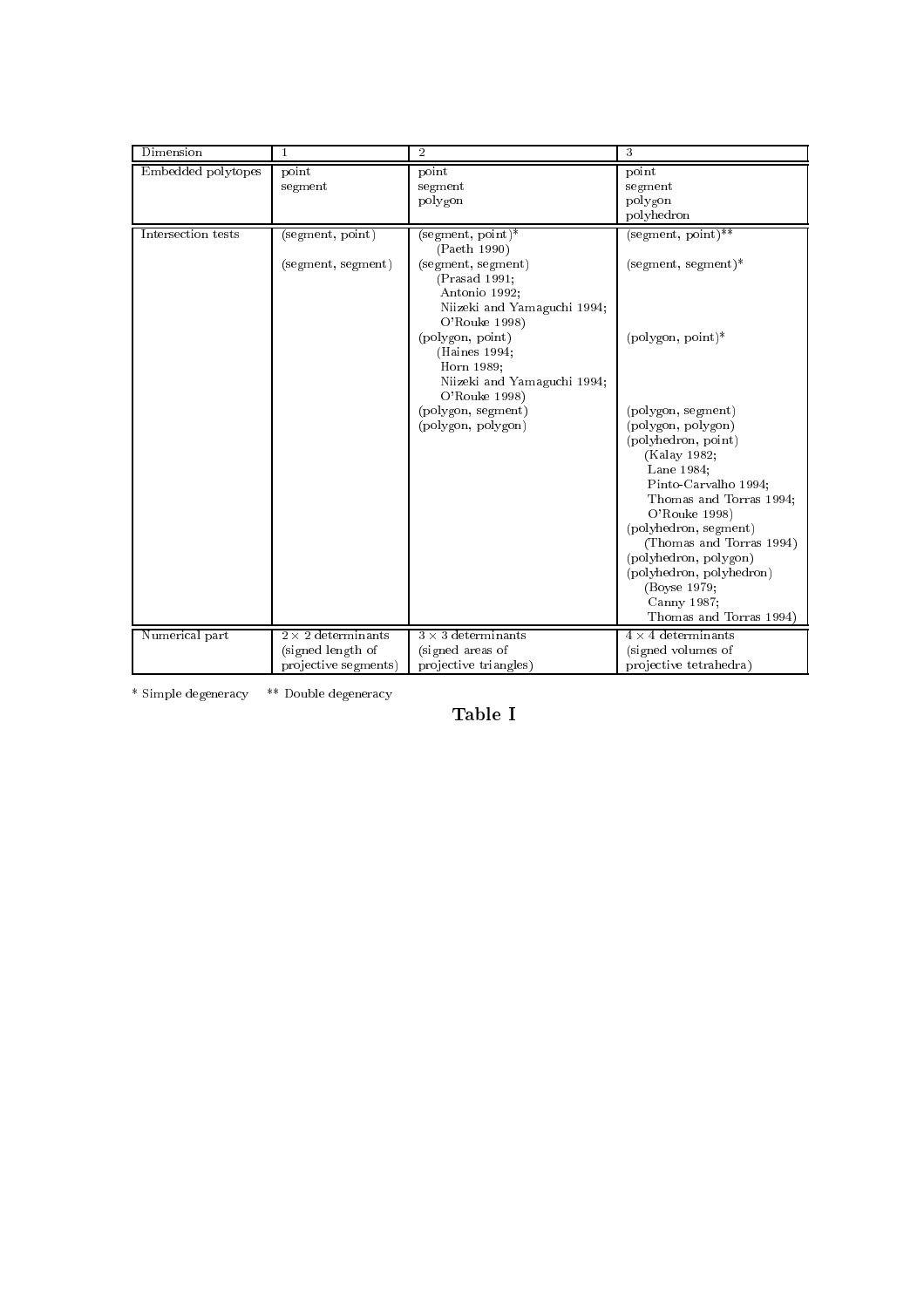| Dimension | 1 | 2 | 3 |
|---|---|---|---|
| Embedded polytopes | point<br>segment | point<br>segment<br>polygon | point<br>segment<br>polygon<br>polyhedron |
| Intersection tests | (segment, point)<br><br>(segment, segment) | (segment, point)*<br>(Paeth 1990)<br>(segment, segment)<br>(Prasad 1991;<br>Antonio 1992;<br>Niizeki and Yamaguchi 1994;<br>O'Rouke 1998)<br>(polygon, point)<br>(Haines 1994;<br>Horn 1989;<br>Niizeki and Yamaguchi 1994;<br>O'Rouke 1998)<br>(polygon, segment)<br>(polygon, polygon) | (segment, point)**<br><br>(segment, segment)*<br><br><br><br><br>(polygon, point)*<br><br><br><br><br>(polygon, segment)<br>(polygon, polygon)<br>(polyhedron, point)<br>(Kalay 1982;<br>Lane 1984;<br>Pinto-Carvalho 1994;<br>Thomas and Torras 1994;<br>O'Rouke 1998)<br>(polyhedron, segment)<br>(Thomas and Torras 1994)<br>(polyhedron, polygon)<br>(polyhedron, polyhedron)<br>(Boyse 1979;<br>Canny 1987;<br>Thomas and Torras 1994) |
| Numerical part | $2 \times 2$ determinants<br>(signed length of<br>projective segments) | $3 \times 3$ determinants<br>(signed areas of<br>projective triangles) | $4 \times 4$ determinants<br>(signed volumes of<br>projective tetrahedra) |

\* Simple degeneracy   ** Double degeneracy

**Table I**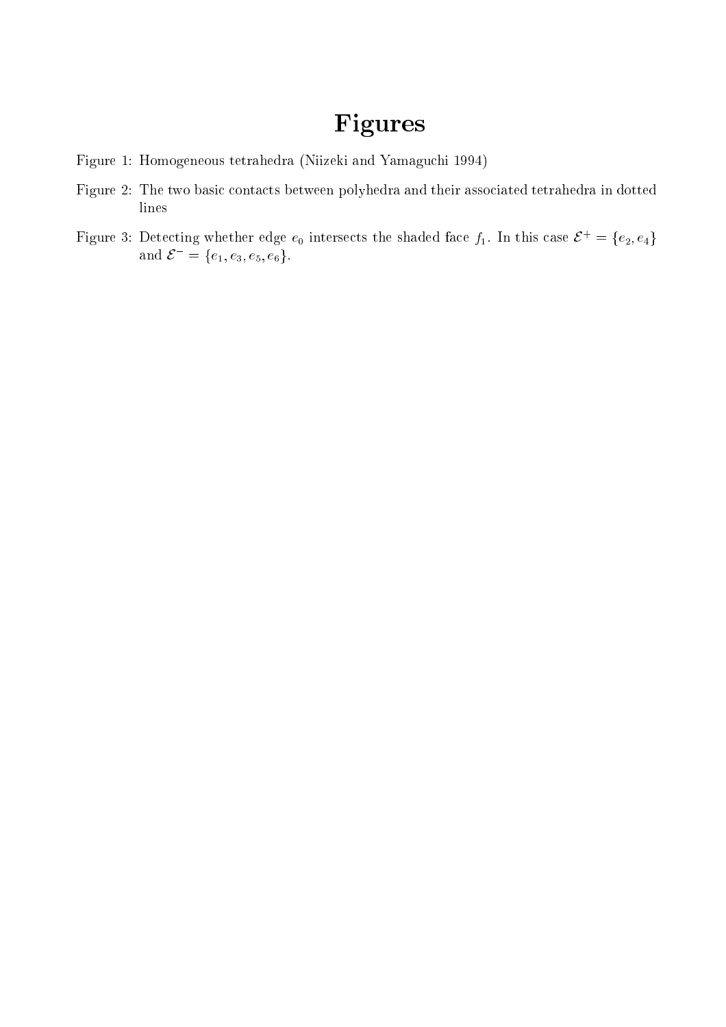# Figures

Figure 1: Homogeneous tetrahedra (Niizeki and Yamaguchi 1994)

Figure 2: The two basic contacts between polyhedra and their associated tetrahedra in dotted lines

Figure 3: Detecting whether edge $e_0$ intersects the shaded face $f_1$. In this case $\mathcal{E}^+ = \{e_2, e_4\}$ and $\mathcal{E}^- = \{e_1, e_3, e_5, e_6\}$.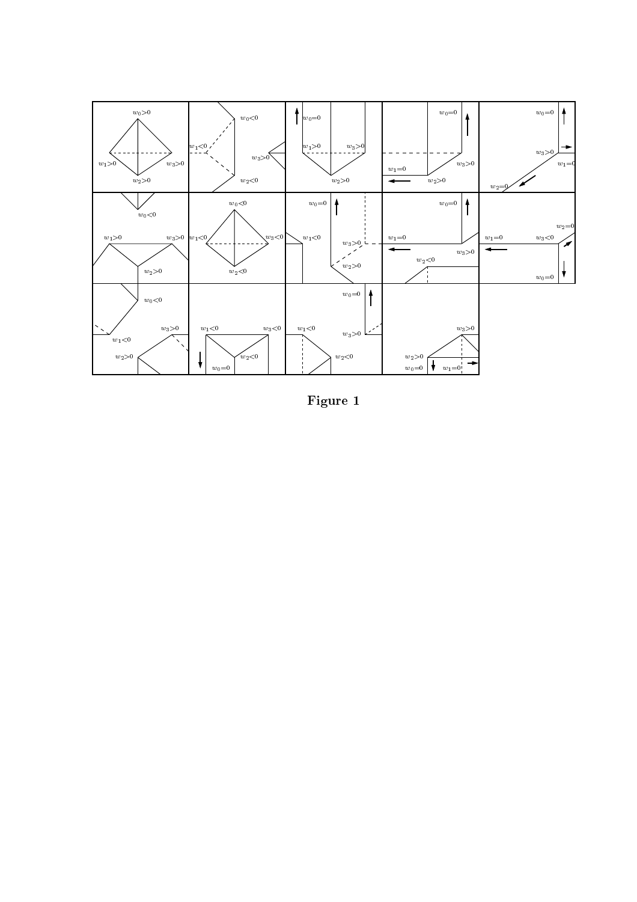**Figure 1**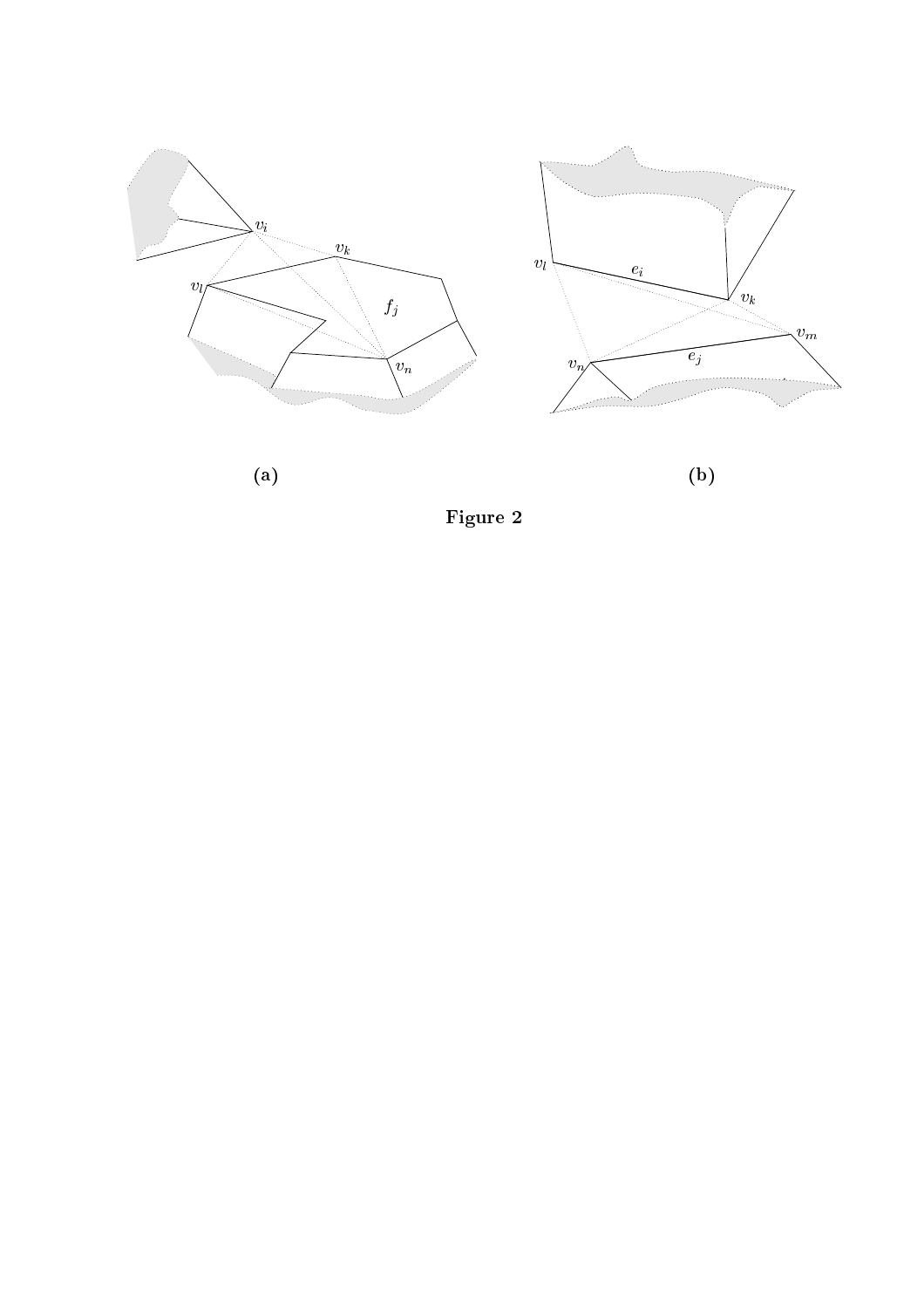(a)

(b)

**Figure 2**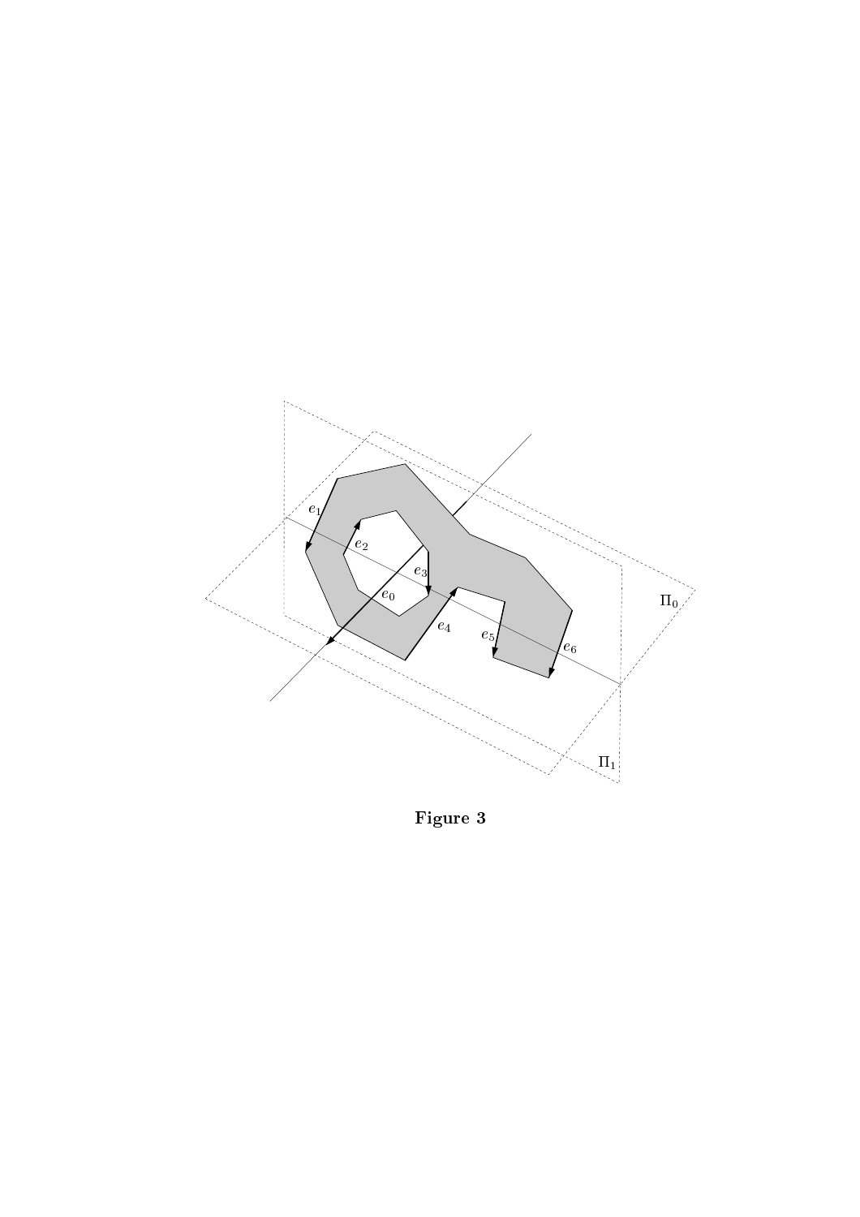$e_1$

$e_2$

$e_3$

$e_0$

$e_4$

$e_5$

$e_6$

$\Pi_0$

$\Pi_1$

**Figure 3**